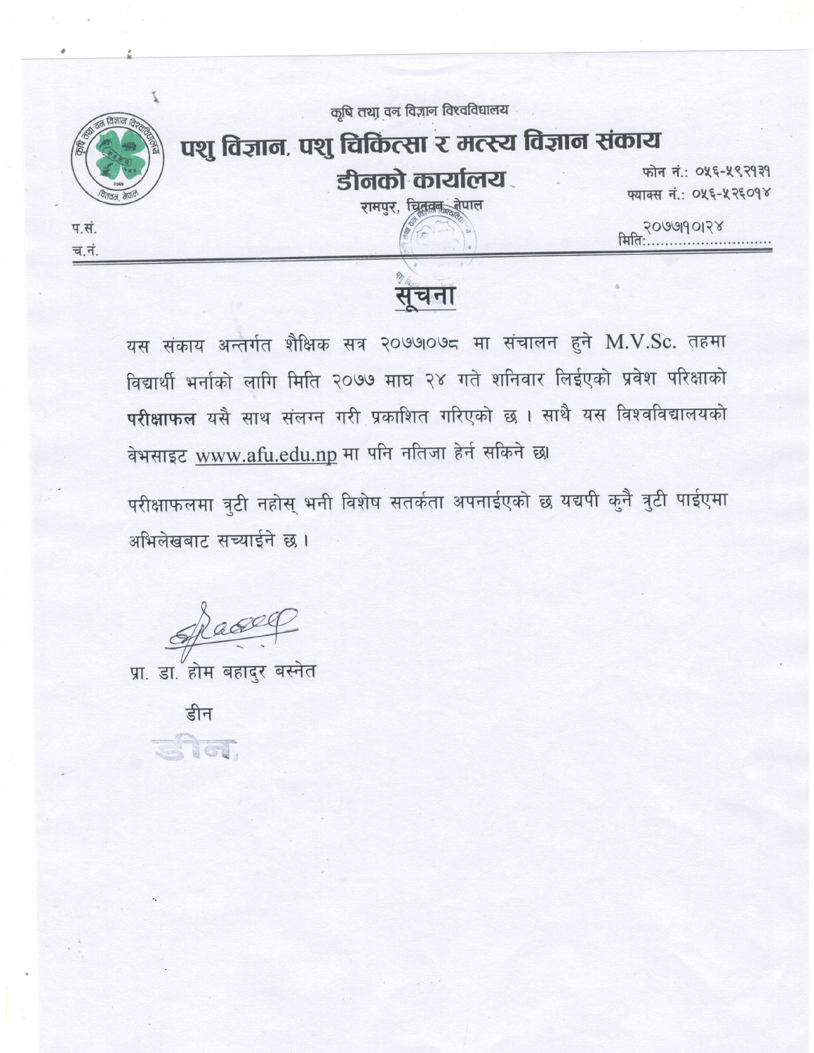कृषि तथा वन विज्ञान विश्वविद्यालय

# पशु विज्ञान, पशु चिकित्सा र मत्स्य विज्ञान संकाय

## डीनको कार्यालय

रामपुर, चितवन, नेपाल

फोन नं.: ०५६-५९२१३१
फ्याक्स नं.: ०५६-५२६०१४

प.सं.
च.नं.

मिति: २०७७।१०।२४

## सूचना

यस संकाय अन्तर्गत शैक्षिक सत्र २०७७।०७८ मा संचालन हुने M.V.Sc. तहमा विद्यार्थी भर्नाको लागि मिति २०७७ माघ २४ गते शनिवार लिईएको प्रवेश परिक्षाको **परीक्षाफल** यसै साथ संलग्न गरी प्रकाशित गरिएको छ । साथै यस विश्वविद्यालयको वेभसाइट www.afu.edu.np मा पनि नतिजा हेर्न सकिने छ।

परीक्षाफलमा त्रुटी नहोस् भनी विशेष सतर्कता अपनाईएको छ यद्यपी कुनै त्रुटी पाईएमा अभिलेखबाट सच्याईने छ ।

प्रा. डा. होम बहादुर बस्नेत

डीन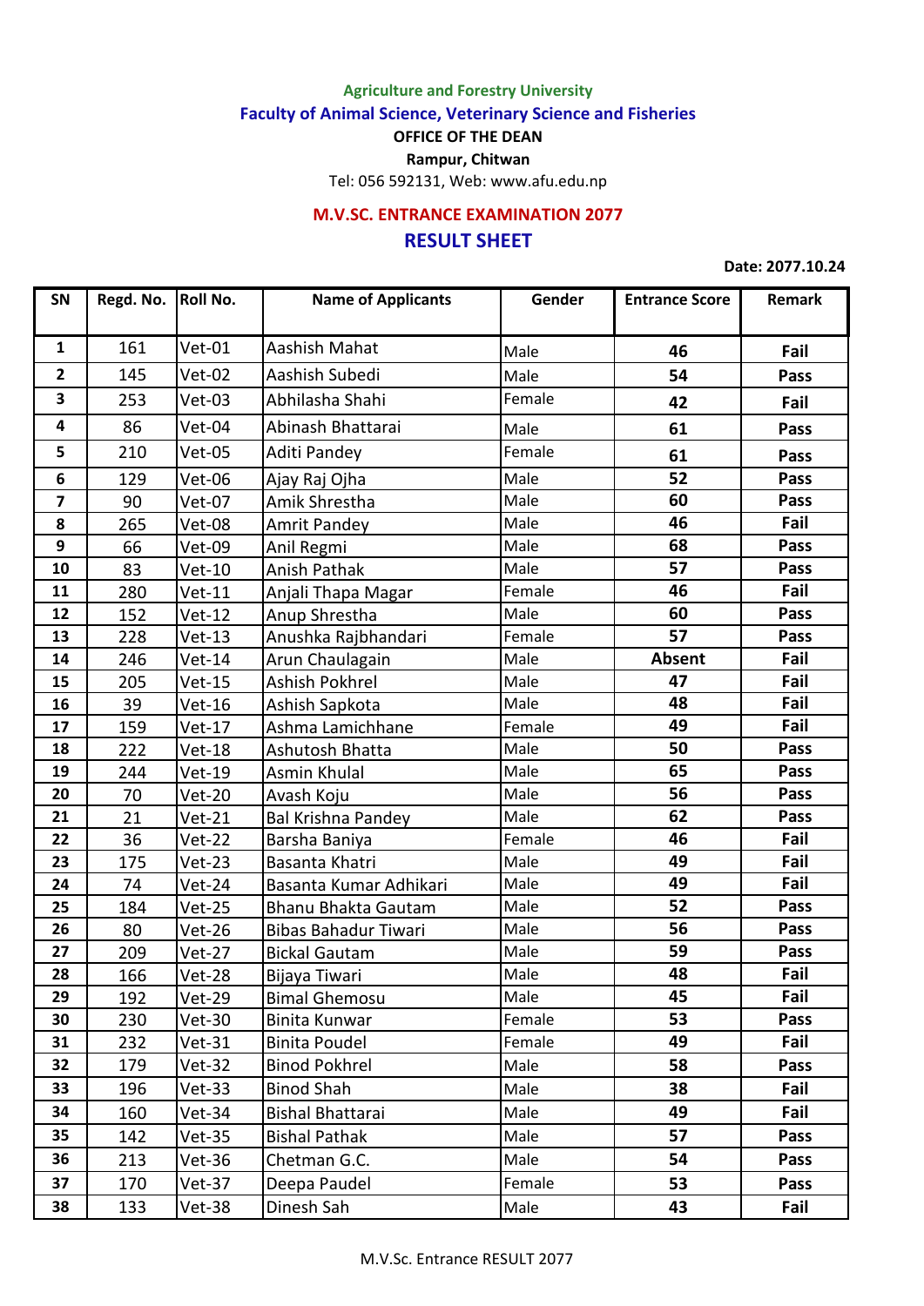Agriculture and Forestry University

Faculty of Animal Science, Veterinary Science and Fisheries

OFFICE OF THE DEAN

Rampur, Chitwan

Tel: 056 592131, Web: www.afu.edu.np

## M.V.SC. ENTRANCE EXAMINATION 2077

## RESULT SHEET

**Date: 2077.10.24**

| SN | Regd. No. | Roll No. | Name of Applicants | Gender | Entrance Score | Remark |
|---|---|---|---|---|---|---|
| **1** | 161 | Vet-01 | Aashish Mahat | Male | **46** | **Fail** |
| **2** | 145 | Vet-02 | Aashish Subedi | Male | **54** | **Pass** |
| **3** | 253 | Vet-03 | Abhilasha Shahi | Female | **42** | **Fail** |
| **4** | 86 | Vet-04 | Abinash Bhattarai | Male | **61** | **Pass** |
| **5** | 210 | Vet-05 | Aditi Pandey | Female | **61** | **Pass** |
| **6** | 129 | Vet-06 | Ajay Raj Ojha | Male | **52** | **Pass** |
| **7** | 90 | Vet-07 | Amik Shrestha | Male | **60** | **Pass** |
| **8** | 265 | Vet-08 | Amrit Pandey | Male | **46** | **Fail** |
| **9** | 66 | Vet-09 | Anil Regmi | Male | **68** | **Pass** |
| **10** | 83 | Vet-10 | Anish Pathak | Male | **57** | **Pass** |
| **11** | 280 | Vet-11 | Anjali Thapa Magar | Female | **46** | **Fail** |
| **12** | 152 | Vet-12 | Anup Shrestha | Male | **60** | **Pass** |
| **13** | 228 | Vet-13 | Anushka Rajbhandari | Female | **57** | **Pass** |
| **14** | 246 | Vet-14 | Arun Chaulagain | Male | **Absent** | **Fail** |
| **15** | 205 | Vet-15 | Ashish Pokhrel | Male | **47** | **Fail** |
| **16** | 39 | Vet-16 | Ashish Sapkota | Male | **48** | **Fail** |
| **17** | 159 | Vet-17 | Ashma Lamichhane | Female | **49** | **Fail** |
| **18** | 222 | Vet-18 | Ashutosh Bhatta | Male | **50** | **Pass** |
| **19** | 244 | Vet-19 | Asmin Khulal | Male | **65** | **Pass** |
| **20** | 70 | Vet-20 | Avash Koju | Male | **56** | **Pass** |
| **21** | 21 | Vet-21 | Bal Krishna Pandey | Male | **62** | **Pass** |
| **22** | 36 | Vet-22 | Barsha Baniya | Female | **46** | **Fail** |
| **23** | 175 | Vet-23 | Basanta Khatri | Male | **49** | **Fail** |
| **24** | 74 | Vet-24 | Basanta Kumar Adhikari | Male | **49** | **Fail** |
| **25** | 184 | Vet-25 | Bhanu Bhakta Gautam | Male | **52** | **Pass** |
| **26** | 80 | Vet-26 | Bibas Bahadur Tiwari | Male | **56** | **Pass** |
| **27** | 209 | Vet-27 | Bickal Gautam | Male | **59** | **Pass** |
| **28** | 166 | Vet-28 | Bijaya Tiwari | Male | **48** | **Fail** |
| **29** | 192 | Vet-29 | Bimal Ghemosu | Male | **45** | **Fail** |
| **30** | 230 | Vet-30 | Binita Kunwar | Female | **53** | **Pass** |
| **31** | 232 | Vet-31 | Binita Poudel | Female | **49** | **Fail** |
| **32** | 179 | Vet-32 | Binod Pokhrel | Male | **58** | **Pass** |
| **33** | 196 | Vet-33 | Binod Shah | Male | **38** | **Fail** |
| **34** | 160 | Vet-34 | Bishal Bhattarai | Male | **49** | **Fail** |
| **35** | 142 | Vet-35 | Bishal Pathak | Male | **57** | **Pass** |
| **36** | 213 | Vet-36 | Chetman G.C. | Male | **54** | **Pass** |
| **37** | 170 | Vet-37 | Deepa Paudel | Female | **53** | **Pass** |
| **38** | 133 | Vet-38 | Dinesh Sah | Male | **43** | **Fail** |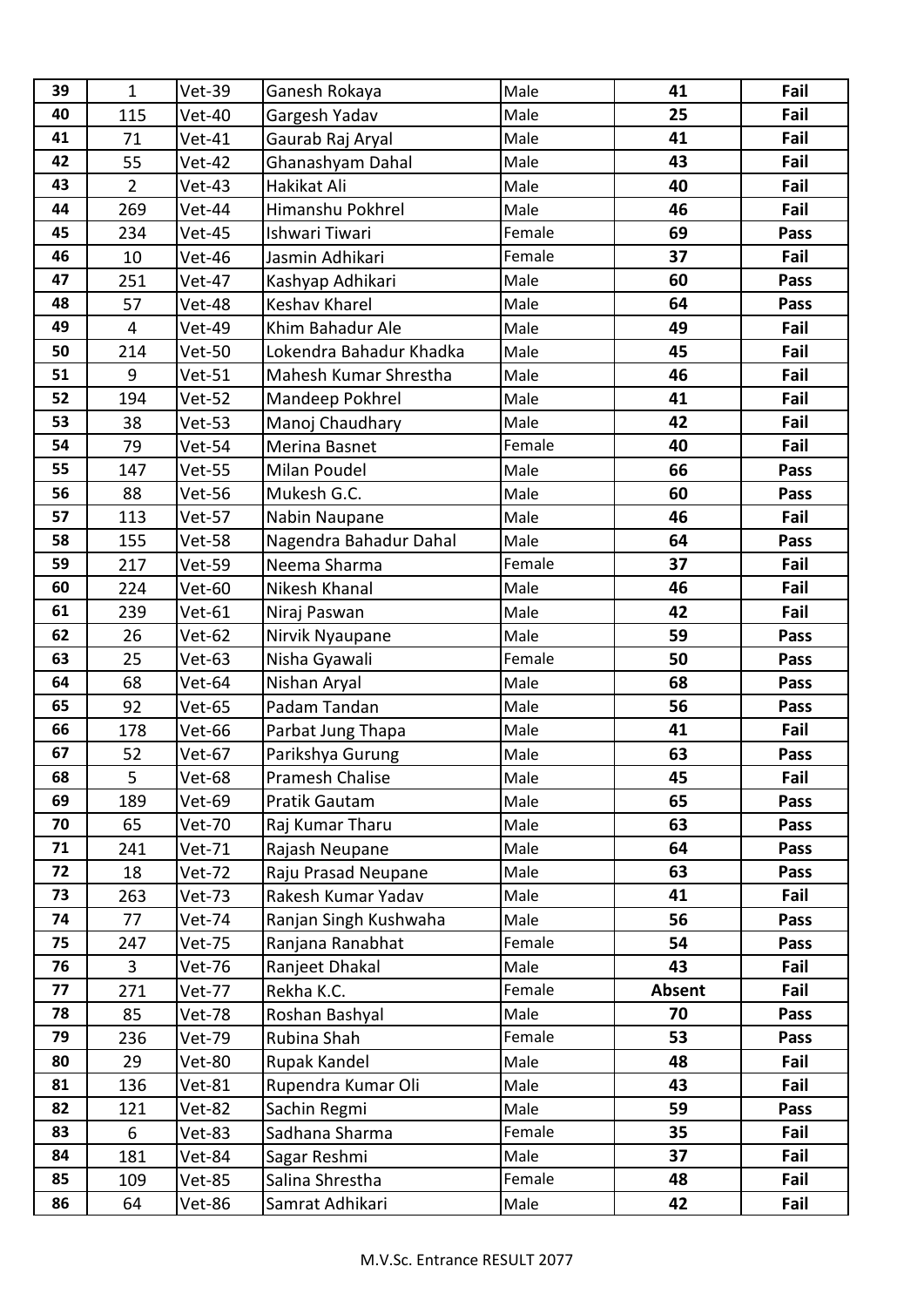| 39 | 1 | Vet-39 | Ganesh Rokaya | Male | **41** | **Fail** |
|---|---|---|---|---|---|---|
| 40 | 115 | Vet-40 | Gargesh Yadav | Male | **25** | **Fail** |
| 41 | 71 | Vet-41 | Gaurab Raj Aryal | Male | **41** | **Fail** |
| 42 | 55 | Vet-42 | Ghanashyam Dahal | Male | **43** | **Fail** |
| 43 | 2 | Vet-43 | Hakikat Ali | Male | **40** | **Fail** |
| 44 | 269 | Vet-44 | Himanshu Pokhrel | Male | **46** | **Fail** |
| 45 | 234 | Vet-45 | Ishwari Tiwari | Female | **69** | **Pass** |
| 46 | 10 | Vet-46 | Jasmin Adhikari | Female | **37** | **Fail** |
| 47 | 251 | Vet-47 | Kashyap Adhikari | Male | **60** | **Pass** |
| 48 | 57 | Vet-48 | Keshav Kharel | Male | **64** | **Pass** |
| 49 | 4 | Vet-49 | Khim Bahadur Ale | Male | **49** | **Fail** |
| 50 | 214 | Vet-50 | Lokendra Bahadur Khadka | Male | **45** | **Fail** |
| 51 | 9 | Vet-51 | Mahesh Kumar Shrestha | Male | **46** | **Fail** |
| 52 | 194 | Vet-52 | Mandeep Pokhrel | Male | **41** | **Fail** |
| 53 | 38 | Vet-53 | Manoj Chaudhary | Male | **42** | **Fail** |
| 54 | 79 | Vet-54 | Merina Basnet | Female | **40** | **Fail** |
| 55 | 147 | Vet-55 | Milan Poudel | Male | **66** | **Pass** |
| 56 | 88 | Vet-56 | Mukesh G.C. | Male | **60** | **Pass** |
| 57 | 113 | Vet-57 | Nabin Naupane | Male | **46** | **Fail** |
| 58 | 155 | Vet-58 | Nagendra Bahadur Dahal | Male | **64** | **Pass** |
| 59 | 217 | Vet-59 | Neema Sharma | Female | **37** | **Fail** |
| 60 | 224 | Vet-60 | Nikesh Khanal | Male | **46** | **Fail** |
| 61 | 239 | Vet-61 | Niraj Paswan | Male | **42** | **Fail** |
| 62 | 26 | Vet-62 | Nirvik Nyaupane | Male | **59** | **Pass** |
| 63 | 25 | Vet-63 | Nisha Gyawali | Female | **50** | **Pass** |
| 64 | 68 | Vet-64 | Nishan Aryal | Male | **68** | **Pass** |
| 65 | 92 | Vet-65 | Padam Tandan | Male | **56** | **Pass** |
| 66 | 178 | Vet-66 | Parbat Jung Thapa | Male | **41** | **Fail** |
| 67 | 52 | Vet-67 | Parikshya Gurung | Male | **63** | **Pass** |
| 68 | 5 | Vet-68 | Pramesh Chalise | Male | **45** | **Fail** |
| 69 | 189 | Vet-69 | Pratik Gautam | Male | **65** | **Pass** |
| 70 | 65 | Vet-70 | Raj Kumar Tharu | Male | **63** | **Pass** |
| 71 | 241 | Vet-71 | Rajash Neupane | Male | **64** | **Pass** |
| 72 | 18 | Vet-72 | Raju Prasad Neupane | Male | **63** | **Pass** |
| 73 | 263 | Vet-73 | Rakesh Kumar Yadav | Male | **41** | **Fail** |
| 74 | 77 | Vet-74 | Ranjan Singh Kushwaha | Male | **56** | **Pass** |
| 75 | 247 | Vet-75 | Ranjana Ranabhat | Female | **54** | **Pass** |
| 76 | 3 | Vet-76 | Ranjeet Dhakal | Male | **43** | **Fail** |
| 77 | 271 | Vet-77 | Rekha K.C. | Female | **Absent** | **Fail** |
| 78 | 85 | Vet-78 | Roshan Bashyal | Male | **70** | **Pass** |
| 79 | 236 | Vet-79 | Rubina Shah | Female | **53** | **Pass** |
| 80 | 29 | Vet-80 | Rupak Kandel | Male | **48** | **Fail** |
| 81 | 136 | Vet-81 | Rupendra Kumar Oli | Male | **43** | **Fail** |
| 82 | 121 | Vet-82 | Sachin Regmi | Male | **59** | **Pass** |
| 83 | 6 | Vet-83 | Sadhana Sharma | Female | **35** | **Fail** |
| 84 | 181 | Vet-84 | Sagar Reshmi | Male | **37** | **Fail** |
| 85 | 109 | Vet-85 | Salina Shrestha | Female | **48** | **Fail** |
| 86 | 64 | Vet-86 | Samrat Adhikari | Male | **42** | **Fail** |

M.V.Sc. Entrance RESULT 2077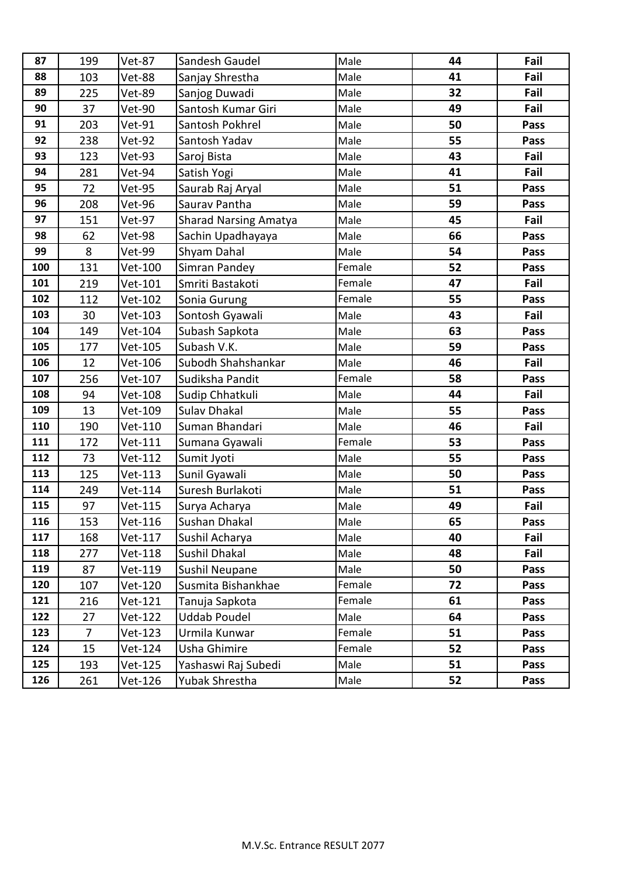| | | | | | | |
|---|---|---|---|---|---|---|
| **87** | 199 | Vet-87 | Sandesh Gaudel | Male | **44** | **Fail** |
| **88** | 103 | Vet-88 | Sanjay Shrestha | Male | **41** | **Fail** |
| **89** | 225 | Vet-89 | Sanjog Duwadi | Male | **32** | **Fail** |
| **90** | 37 | Vet-90 | Santosh Kumar Giri | Male | **49** | **Fail** |
| **91** | 203 | Vet-91 | Santosh Pokhrel | Male | **50** | **Pass** |
| **92** | 238 | Vet-92 | Santosh Yadav | Male | **55** | **Pass** |
| **93** | 123 | Vet-93 | Saroj Bista | Male | **43** | **Fail** |
| **94** | 281 | Vet-94 | Satish Yogi | Male | **41** | **Fail** |
| **95** | 72 | Vet-95 | Saurab Raj Aryal | Male | **51** | **Pass** |
| **96** | 208 | Vet-96 | Saurav Pantha | Male | **59** | **Pass** |
| **97** | 151 | Vet-97 | Sharad Narsing Amatya | Male | **45** | **Fail** |
| **98** | 62 | Vet-98 | Sachin Upadhayaya | Male | **66** | **Pass** |
| **99** | 8 | Vet-99 | Shyam Dahal | Male | **54** | **Pass** |
| **100** | 131 | Vet-100 | Simran Pandey | Female | **52** | **Pass** |
| **101** | 219 | Vet-101 | Smriti Bastakoti | Female | **47** | **Fail** |
| **102** | 112 | Vet-102 | Sonia Gurung | Female | **55** | **Pass** |
| **103** | 30 | Vet-103 | Sontosh Gyawali | Male | **43** | **Fail** |
| **104** | 149 | Vet-104 | Subash Sapkota | Male | **63** | **Pass** |
| **105** | 177 | Vet-105 | Subash V.K. | Male | **59** | **Pass** |
| **106** | 12 | Vet-106 | Subodh Shahshankar | Male | **46** | **Fail** |
| **107** | 256 | Vet-107 | Sudiksha Pandit | Female | **58** | **Pass** |
| **108** | 94 | Vet-108 | Sudip Chhatkuli | Male | **44** | **Fail** |
| **109** | 13 | Vet-109 | Sulav Dhakal | Male | **55** | **Pass** |
| **110** | 190 | Vet-110 | Suman Bhandari | Male | **46** | **Fail** |
| **111** | 172 | Vet-111 | Sumana Gyawali | Female | **53** | **Pass** |
| **112** | 73 | Vet-112 | Sumit Jyoti | Male | **55** | **Pass** |
| **113** | 125 | Vet-113 | Sunil Gyawali | Male | **50** | **Pass** |
| **114** | 249 | Vet-114 | Suresh Burlakoti | Male | **51** | **Pass** |
| **115** | 97 | Vet-115 | Surya Acharya | Male | **49** | **Fail** |
| **116** | 153 | Vet-116 | Sushan Dhakal | Male | **65** | **Pass** |
| **117** | 168 | Vet-117 | Sushil Acharya | Male | **40** | **Fail** |
| **118** | 277 | Vet-118 | Sushil Dhakal | Male | **48** | **Fail** |
| **119** | 87 | Vet-119 | Sushil Neupane | Male | **50** | **Pass** |
| **120** | 107 | Vet-120 | Susmita Bishankhae | Female | **72** | **Pass** |
| **121** | 216 | Vet-121 | Tanuja Sapkota | Female | **61** | **Pass** |
| **122** | 27 | Vet-122 | Uddab Poudel | Male | **64** | **Pass** |
| **123** | 7 | Vet-123 | Urmila Kunwar | Female | **51** | **Pass** |
| **124** | 15 | Vet-124 | Usha Ghimire | Female | **52** | **Pass** |
| **125** | 193 | Vet-125 | Yashaswi Raj Subedi | Male | **51** | **Pass** |
| **126** | 261 | Vet-126 | Yubak Shrestha | Male | **52** | **Pass** |